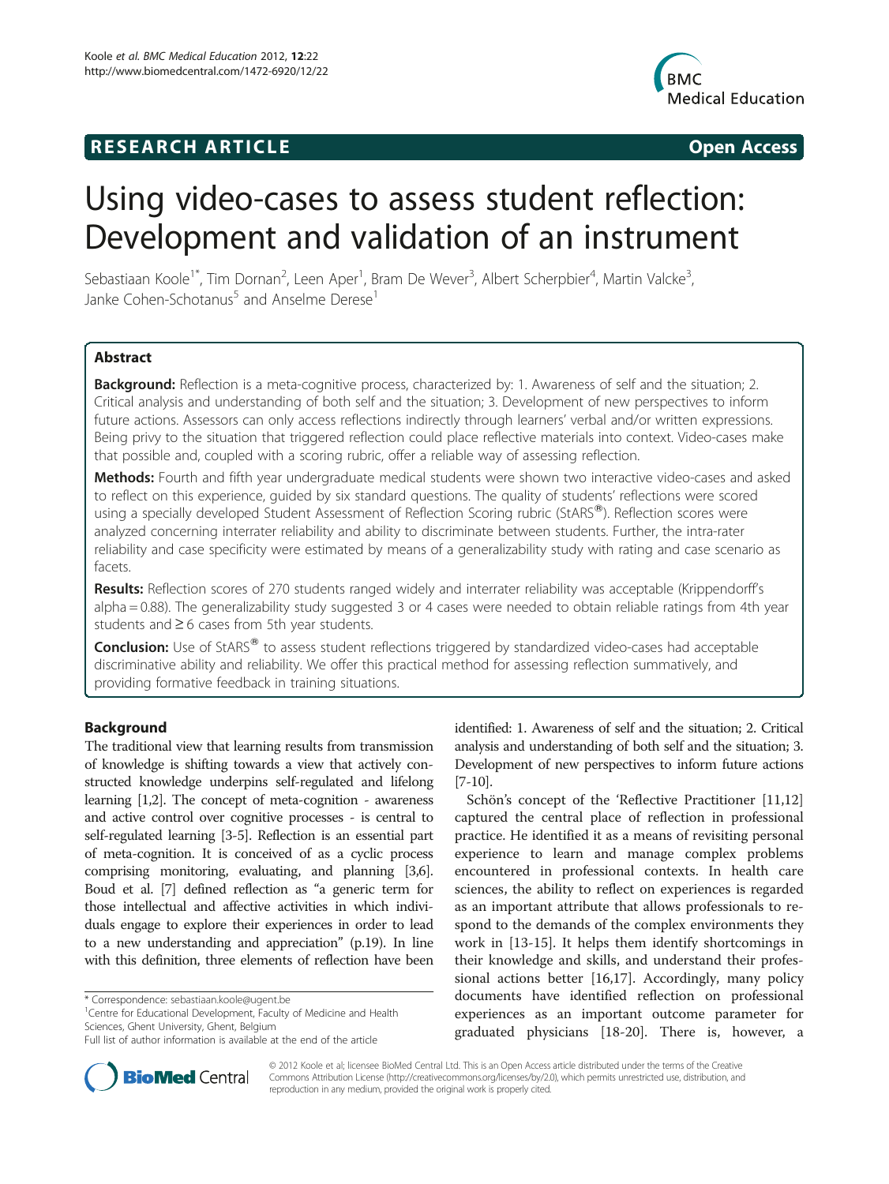**RESEARCH ARTICLE** **Open Access**

# Using video-cases to assess student reflection: Development and validation of an instrument

Sebastiaan Koole[1*], Tim Dornan[2], Leen Aper[1], Bram De Wever[3], Albert Scherpbier[4], Martin Valcke[3], Janke Cohen-Schotanus[5] and Anselme Derese[1]

## Abstract

**Background:** Reflection is a meta-cognitive process, characterized by: 1. Awareness of self and the situation; 2. Critical analysis and understanding of both self and the situation; 3. Development of new perspectives to inform future actions. Assessors can only access reflections indirectly through learners' verbal and/or written expressions. Being privy to the situation that triggered reflection could place reflective materials into context. Video-cases make that possible and, coupled with a scoring rubric, offer a reliable way of assessing reflection.

**Methods:** Fourth and fifth year undergraduate medical students were shown two interactive video-cases and asked to reflect on this experience, guided by six standard questions. The quality of students' reflections were scored using a specially developed Student Assessment of Reflection Scoring rubric (StARS®). Reflection scores were analyzed concerning interrater reliability and ability to discriminate between students. Further, the intra-rater reliability and case specificity were estimated by means of a generalizability study with rating and case scenario as facets.

**Results:** Reflection scores of 270 students ranged widely and interrater reliability was acceptable (Krippendorff's alpha = 0.88). The generalizability study suggested 3 or 4 cases were needed to obtain reliable ratings from 4th year students and ≥ 6 cases from 5th year students.

**Conclusion:** Use of StARS® to assess student reflections triggered by standardized video-cases had acceptable discriminative ability and reliability. We offer this practical method for assessing reflection summatively, and providing formative feedback in training situations.

## Background

The traditional view that learning results from transmission of knowledge is shifting towards a view that actively constructed knowledge underpins self-regulated and lifelong learning [1,2]. The concept of meta-cognition - awareness and active control over cognitive processes - is central to self-regulated learning [3-5]. Reflection is an essential part of meta-cognition. It is conceived of as a cyclic process comprising monitoring, evaluating, and planning [3,6]. Boud et al. [7] defined reflection as "a generic term for those intellectual and affective activities in which individuals engage to explore their experiences in order to lead to a new understanding and appreciation" (p.19). In line with this definition, three elements of reflection have been identified: 1. Awareness of self and the situation; 2. Critical analysis and understanding of both self and the situation; 3. Development of new perspectives to inform future actions [7-10].

Schön's concept of the 'Reflective Practitioner [11,12] captured the central place of reflection in professional practice. He identified it as a means of revisiting personal experience to learn and manage complex problems encountered in professional contexts. In health care sciences, the ability to reflect on experiences is regarded as an important attribute that allows professionals to respond to the demands of the complex environments they work in [13-15]. It helps them identify shortcomings in their knowledge and skills, and understand their professional actions better [16,17]. Accordingly, many policy documents have identified reflection on professional experiences as an important outcome parameter for graduated physicians [18-20]. There is, however, a

\* Correspondence: sebastiaan.koole@ugent.be
[1]Centre for Educational Development, Faculty of Medicine and Health Sciences, Ghent University, Ghent, Belgium
Full list of author information is available at the end of the article

© 2012 Koole et al; licensee BioMed Central Ltd. This is an Open Access article distributed under the terms of the Creative Commons Attribution License (http://creativecommons.org/licenses/by/2.0), which permits unrestricted use, distribution, and reproduction in any medium, provided the original work is properly cited.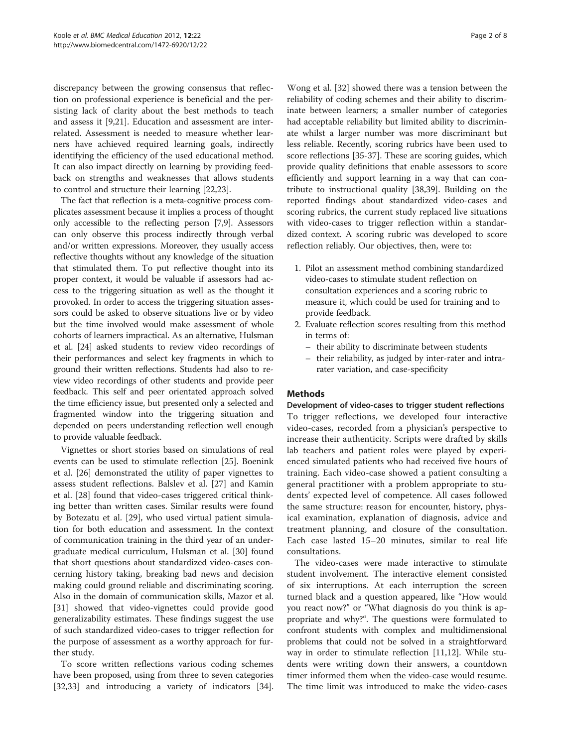discrepancy between the growing consensus that reflection on professional experience is beneficial and the persisting lack of clarity about the best methods to teach and assess it [9,21]. Education and assessment are interrelated. Assessment is needed to measure whether learners have achieved required learning goals, indirectly identifying the efficiency of the used educational method. It can also impact directly on learning by providing feedback on strengths and weaknesses that allows students to control and structure their learning [22,23].

The fact that reflection is a meta-cognitive process complicates assessment because it implies a process of thought only accessible to the reflecting person [7,9]. Assessors can only observe this process indirectly through verbal and/or written expressions. Moreover, they usually access reflective thoughts without any knowledge of the situation that stimulated them. To put reflective thought into its proper context, it would be valuable if assessors had access to the triggering situation as well as the thought it provoked. In order to access the triggering situation assessors could be asked to observe situations live or by video but the time involved would make assessment of whole cohorts of learners impractical. As an alternative, Hulsman et al. [24] asked students to review video recordings of their performances and select key fragments in which to ground their written reflections. Students had also to review video recordings of other students and provide peer feedback. This self and peer orientated approach solved the time efficiency issue, but presented only a selected and fragmented window into the triggering situation and depended on peers understanding reflection well enough to provide valuable feedback.

Vignettes or short stories based on simulations of real events can be used to stimulate reflection [25]. Boenink et al. [26] demonstrated the utility of paper vignettes to assess student reflections. Balslev et al. [27] and Kamin et al. [28] found that video-cases triggered critical thinking better than written cases. Similar results were found by Botezatu et al. [29], who used virtual patient simulation for both education and assessment. In the context of communication training in the third year of an undergraduate medical curriculum, Hulsman et al. [30] found that short questions about standardized video-cases concerning history taking, breaking bad news and decision making could ground reliable and discriminating scoring. Also in the domain of communication skills, Mazor et al. [31] showed that video-vignettes could provide good generalizability estimates. These findings suggest the use of such standardized video-cases to trigger reflection for the purpose of assessment as a worthy approach for further study.

To score written reflections various coding schemes have been proposed, using from three to seven categories [32,33] and introducing a variety of indicators [34]. Wong et al. [32] showed there was a tension between the reliability of coding schemes and their ability to discriminate between learners; a smaller number of categories had acceptable reliability but limited ability to discriminate whilst a larger number was more discriminant but less reliable. Recently, scoring rubrics have been used to score reflections [35-37]. These are scoring guides, which provide quality definitions that enable assessors to score efficiently and support learning in a way that can contribute to instructional quality [38,39]. Building on the reported findings about standardized video-cases and scoring rubrics, the current study replaced live situations with video-cases to trigger reflection within a standardized context. A scoring rubric was developed to score reflection reliably. Our objectives, then, were to:

1. Pilot an assessment method combining standardized video-cases to stimulate student reflection on consultation experiences and a scoring rubric to measure it, which could be used for training and to provide feedback.
2. Evaluate reflection scores resulting from this method in terms of:
   - their ability to discriminate between students
   - their reliability, as judged by inter-rater and intra-rater variation, and case-specificity

## Methods

### Development of video-cases to trigger student reflections

To trigger reflections, we developed four interactive video-cases, recorded from a physician's perspective to increase their authenticity. Scripts were drafted by skills lab teachers and patient roles were played by experienced simulated patients who had received five hours of training. Each video-case showed a patient consulting a general practitioner with a problem appropriate to students' expected level of competence. All cases followed the same structure: reason for encounter, history, physical examination, explanation of diagnosis, advice and treatment planning, and closure of the consultation. Each case lasted 15–20 minutes, similar to real life consultations.

The video-cases were made interactive to stimulate student involvement. The interactive element consisted of six interruptions. At each interruption the screen turned black and a question appeared, like "How would you react now?" or "What diagnosis do you think is appropriate and why?". The questions were formulated to confront students with complex and multidimensional problems that could not be solved in a straightforward way in order to stimulate reflection [11,12]. While students were writing down their answers, a countdown timer informed them when the video-case would resume. The time limit was introduced to make the video-cases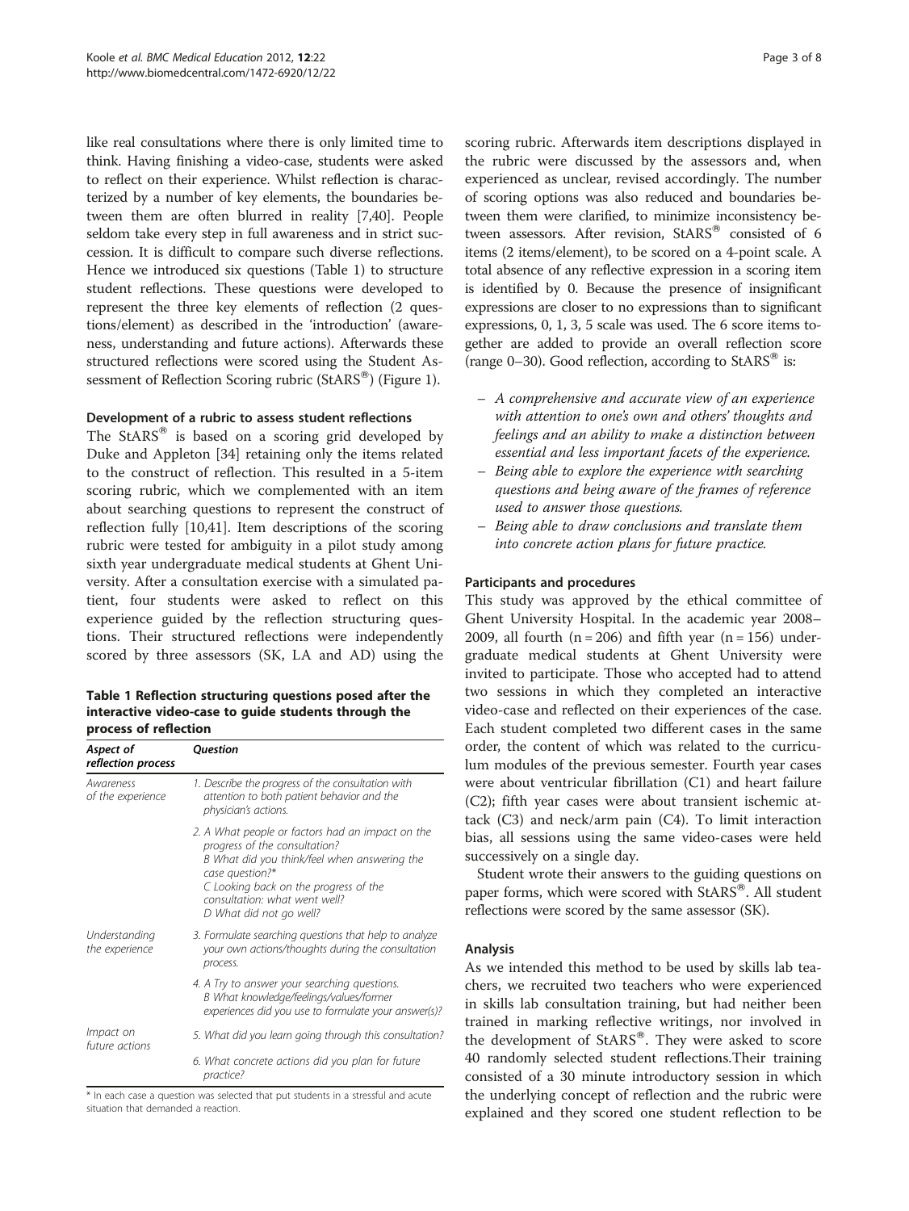like real consultations where there is only limited time to think. Having finishing a video-case, students were asked to reflect on their experience. Whilst reflection is characterized by a number of key elements, the boundaries between them are often blurred in reality [7,40]. People seldom take every step in full awareness and in strict succession. It is difficult to compare such diverse reflections. Hence we introduced six questions (Table 1) to structure student reflections. These questions were developed to represent the three key elements of reflection (2 questions/element) as described in the 'introduction' (awareness, understanding and future actions). Afterwards these structured reflections were scored using the Student Assessment of Reflection Scoring rubric (StARS®) (Figure 1).

### Development of a rubric to assess student reflections

The StARS® is based on a scoring grid developed by Duke and Appleton [34] retaining only the items related to the construct of reflection. This resulted in a 5-item scoring rubric, which we complemented with an item about searching questions to represent the construct of reflection fully [10,41]. Item descriptions of the scoring rubric were tested for ambiguity in a pilot study among sixth year undergraduate medical students at Ghent University. After a consultation exercise with a simulated patient, four students were asked to reflect on this experience guided by the reflection structuring questions. Their structured reflections were independently scored by three assessors (SK, LA and AD) using the scoring rubric. Afterwards item descriptions displayed in the rubric were discussed by the assessors and, when experienced as unclear, revised accordingly. The number of scoring options was also reduced and boundaries between them were clarified, to minimize inconsistency between assessors. After revision, StARS® consisted of 6 items (2 items/element), to be scored on a 4-point scale. A total absence of any reflective expression in a scoring item is identified by 0. Because the presence of insignificant expressions are closer to no expressions than to significant expressions, 0, 1, 3, 5 scale was used. The 6 score items together are added to provide an overall reflection score (range 0–30). Good reflection, according to StARS® is:

- *A comprehensive and accurate view of an experience with attention to one's own and others' thoughts and feelings and an ability to make a distinction between essential and less important facets of the experience.*
- *Being able to explore the experience with searching questions and being aware of the frames of reference used to answer those questions.*
- *Being able to draw conclusions and translate them into concrete action plans for future practice.*

**Table 1 Reflection structuring questions posed after the interactive video-case to guide students through the process of reflection**

| *Aspect of reflection process* | *Question* |
|---|---|
| *Awareness of the experience* | *1. Describe the progress of the consultation with attention to both patient behavior and the physician's actions.* |
| | *2. A What people or factors had an impact on the progress of the consultation? B What did you think/feel when answering the case question?\* C Looking back on the progress of the consultation: what went well? D What did not go well?* |
| *Understanding the experience* | *3. Formulate searching questions that help to analyze your own actions/thoughts during the consultation process.* |
| | *4. A Try to answer your searching questions. B What knowledge/feelings/values/former experiences did you use to formulate your answer(s)?* |
| *Impact on future actions* | *5. What did you learn going through this consultation?* |
| | *6. What concrete actions did you plan for future practice?* |

\* In each case a question was selected that put students in a stressful and acute situation that demanded a reaction.

### Participants and procedures

This study was approved by the ethical committee of Ghent University Hospital. In the academic year 2008–2009, all fourth (n = 206) and fifth year (n = 156) undergraduate medical students at Ghent University were invited to participate. Those who accepted had to attend two sessions in which they completed an interactive video-case and reflected on their experiences of the case. Each student completed two different cases in the same order, the content of which was related to the curriculum modules of the previous semester. Fourth year cases were about ventricular fibrillation (C1) and heart failure (C2); fifth year cases were about transient ischemic attack (C3) and neck/arm pain (C4). To limit interaction bias, all sessions using the same video-cases were held successively on a single day.

Student wrote their answers to the guiding questions on paper forms, which were scored with StARS®. All student reflections were scored by the same assessor (SK).

### Analysis

As we intended this method to be used by skills lab teachers, we recruited two teachers who were experienced in skills lab consultation training, but had neither been trained in marking reflective writings, nor involved in the development of StARS®. They were asked to score 40 randomly selected student reflections.Their training consisted of a 30 minute introductory session in which the underlying concept of reflection and the rubric were explained and they scored one student reflection to be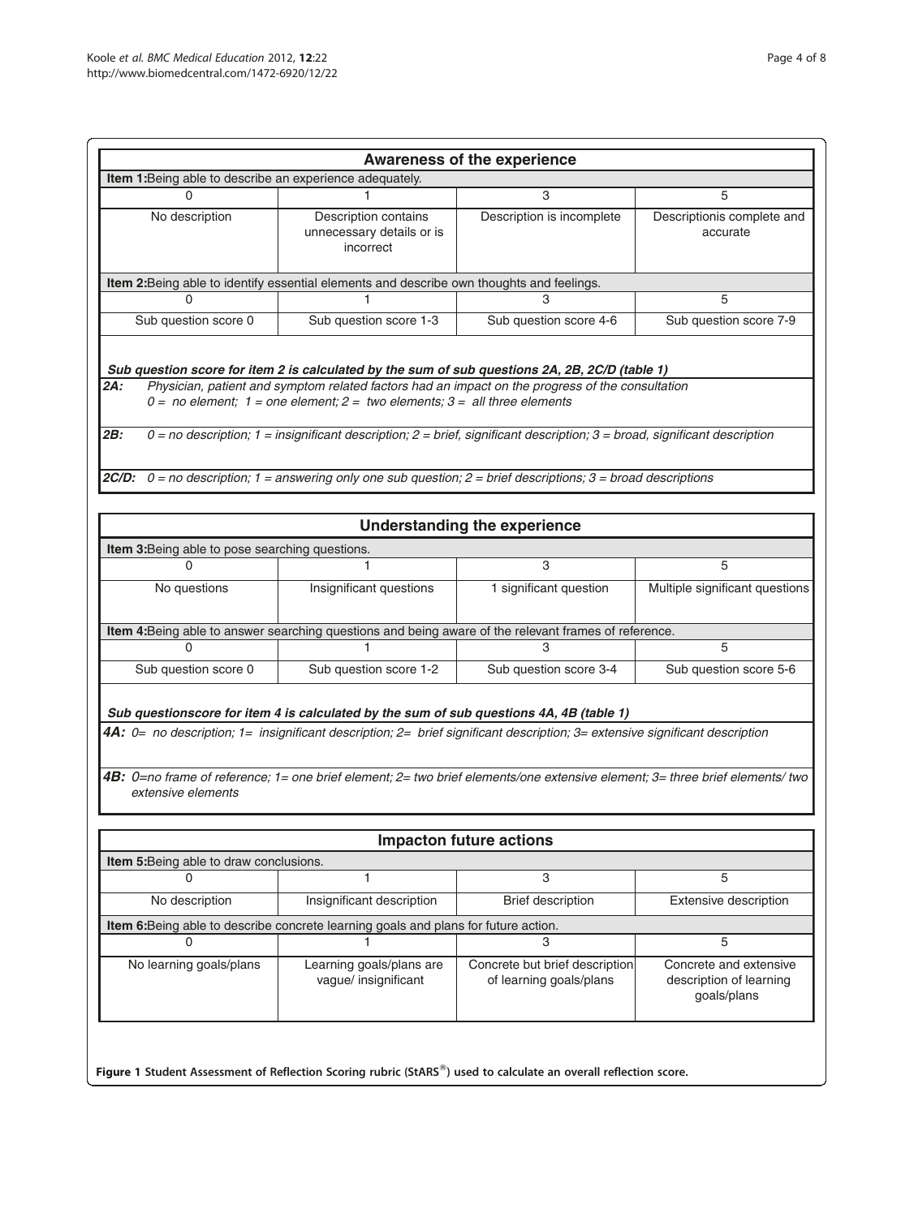## Awareness of the experience

**Item 1:** Being able to describe an experience adequately.

| 0 | 1 | 3 | 5 |
|---|---|---|---|
| No description | Description contains unnecessary details or is incorrect | Description is incomplete | Descriptionis complete and accurate |

**Item 2:** Being able to identify essential elements and describe own thoughts and feelings.

| 0 | 1 | 3 | 5 |
|---|---|---|---|
| Sub question score 0 | Sub question score 1-3 | Sub question score 4-6 | Sub question score 7-9 |

***Sub question score for item 2 is calculated by the sum of sub questions 2A, 2B, 2C/D (table 1)***

***2A:*** *Physician, patient and symptom related factors had an impact on the progress of the consultation*
*0 = no element; 1 = one element; 2 = two elements; 3 = all three elements*

***2B:*** *0 = no description; 1 = insignificant description; 2 = brief, significant description; 3 = broad, significant description*

***2C/D:*** *0 = no description; 1 = answering only one sub question; 2 = brief descriptions; 3 = broad descriptions*

## Understanding the experience

**Item 3:** Being able to pose searching questions.

| 0 | 1 | 3 | 5 |
|---|---|---|---|
| No questions | Insignificant questions | 1 significant question | Multiple significant questions |

**Item 4:** Being able to answer searching questions and being aware of the relevant frames of reference.

| 0 | 1 | 3 | 5 |
|---|---|---|---|
| Sub question score 0 | Sub question score 1-2 | Sub question score 3-4 | Sub question score 5-6 |

***Sub questionscore for item 4 is calculated by the sum of sub questions 4A, 4B (table 1)***

***4A:*** *0= no description; 1= insignificant description; 2= brief significant description; 3= extensive significant description*

***4B:*** *0=no frame of reference; 1= one brief element; 2= two brief elements/one extensive element; 3= three brief elements/ two extensive elements*

## Impacton future actions

**Item 5:** Being able to draw conclusions.

| 0 | 1 | 3 | 5 |
|---|---|---|---|
| No description | Insignificant description | Brief description | Extensive description |

**Item 6:** Being able to describe concrete learning goals and plans for future action.

| 0 | 1 | 3 | 5 |
|---|---|---|---|
| No learning goals/plans | Learning goals/plans are vague/ insignificant | Concrete but brief description of learning goals/plans | Concrete and extensive description of learning goals/plans |

**Figure 1 Student Assessment of Reflection Scoring rubric (StARS®) used to calculate an overall reflection score.**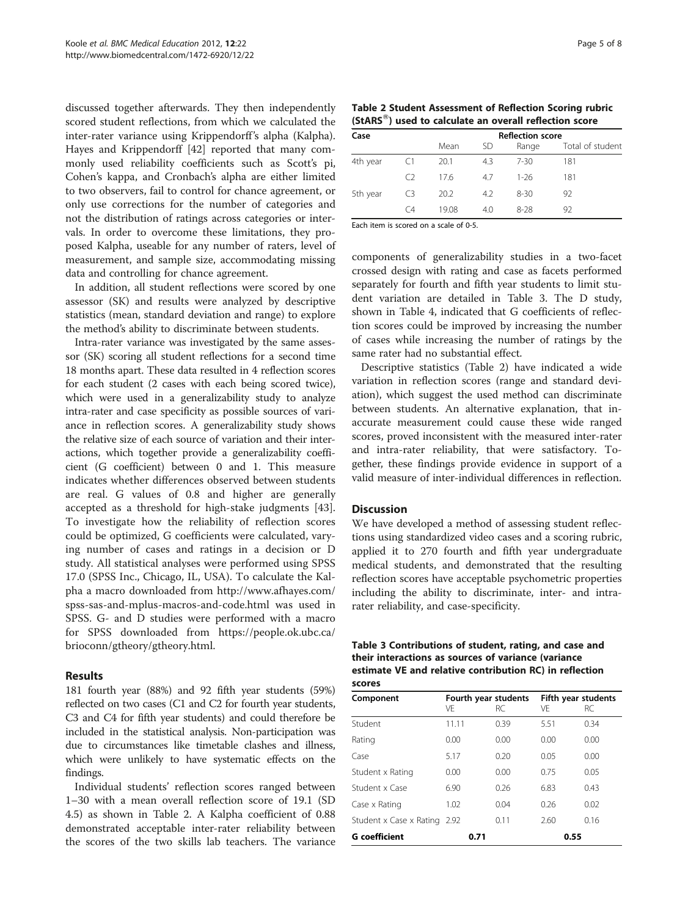discussed together afterwards. They then independently scored student reflections, from which we calculated the inter-rater variance using Krippendorff's alpha (Kalpha). Hayes and Krippendorff [42] reported that many commonly used reliability coefficients such as Scott's pi, Cohen's kappa, and Cronbach's alpha are either limited to two observers, fail to control for chance agreement, or only use corrections for the number of categories and not the distribution of ratings across categories or intervals. In order to overcome these limitations, they proposed Kalpha, useable for any number of raters, level of measurement, and sample size, accommodating missing data and controlling for chance agreement.

In addition, all student reflections were scored by one assessor (SK) and results were analyzed by descriptive statistics (mean, standard deviation and range) to explore the method's ability to discriminate between students.

Intra-rater variance was investigated by the same assessor (SK) scoring all student reflections for a second time 18 months apart. These data resulted in 4 reflection scores for each student (2 cases with each being scored twice), which were used in a generalizability study to analyze intra-rater and case specificity as possible sources of variance in reflection scores. A generalizability study shows the relative size of each source of variation and their interactions, which together provide a generalizability coefficient (G coefficient) between 0 and 1. This measure indicates whether differences observed between students are real. G values of 0.8 and higher are generally accepted as a threshold for high-stake judgments [43]. To investigate how the reliability of reflection scores could be optimized, G coefficients were calculated, varying number of cases and ratings in a decision or D study. All statistical analyses were performed using SPSS 17.0 (SPSS Inc., Chicago, IL, USA). To calculate the Kalpha a macro downloaded from http://www.afhayes.com/spss-sas-and-mplus-macros-and-code.html was used in SPSS. G- and D studies were performed with a macro for SPSS downloaded from https://people.ok.ubc.ca/brioconn/gtheory/gtheory.html.

## Results

181 fourth year (88%) and 92 fifth year students (59%) reflected on two cases (C1 and C2 for fourth year students, C3 and C4 for fifth year students) and could therefore be included in the statistical analysis. Non-participation was due to circumstances like timetable clashes and illness, which were unlikely to have systematic effects on the findings.

Individual students' reflection scores ranged between 1–30 with a mean overall reflection score of 19.1 (SD 4.5) as shown in Table 2. A Kalpha coefficient of 0.88 demonstrated acceptable inter-rater reliability between the scores of the two skills lab teachers. The variance components of generalizability studies in a two-facet crossed design with rating and case as facets performed separately for fourth and fifth year students to limit student variation are detailed in Table 3. The D study, shown in Table 4, indicated that G coefficients of reflection scores could be improved by increasing the number of cases while increasing the number of ratings by the same rater had no substantial effect.

Descriptive statistics (Table 2) have indicated a wide variation in reflection scores (range and standard deviation), which suggest the used method can discriminate between students. An alternative explanation, that inaccurate measurement could cause these wide ranged scores, proved inconsistent with the measured inter-rater and intra-rater reliability, that were satisfactory. Together, these findings provide evidence in support of a valid measure of inter-individual differences in reflection.

**Table 2 Student Assessment of Reflection Scoring rubric (StARS®) used to calculate an overall reflection score**

| Case | | Reflection score | | | |
|---|---|---|---|---|---|
| | | Mean | SD | Range | Total of student |
| 4th year | C1 | 20.1 | 4.3 | 7-30 | 181 |
| | C2 | 17.6 | 4.7 | 1-26 | 181 |
| 5th year | C3 | 20.2 | 4.2 | 8-30 | 92 |
| | C4 | 19.08 | 4.0 | 8-28 | 92 |

Each item is scored on a scale of 0-5.

## Discussion

We have developed a method of assessing student reflections using standardized video cases and a scoring rubric, applied it to 270 fourth and fifth year undergraduate medical students, and demonstrated that the resulting reflection scores have acceptable psychometric properties including the ability to discriminate, inter- and intra-rater reliability, and case-specificity.

**Table 3 Contributions of student, rating, and case and their interactions as sources of variance (variance estimate VE and relative contribution RC) in reflection scores**

| Component | Fourth year students | | Fifth year students | |
|---|---|---|---|---|
| | VE | RC | VE | RC |
| Student | 11.11 | 0.39 | 5.51 | 0.34 |
| Rating | 0.00 | 0.00 | 0.00 | 0.00 |
| Case | 5.17 | 0.20 | 0.05 | 0.00 |
| Student x Rating | 0.00 | 0.00 | 0.75 | 0.05 |
| Student x Case | 6.90 | 0.26 | 6.83 | 0.43 |
| Case x Rating | 1.02 | 0.04 | 0.26 | 0.02 |
| Student x Case x Rating | 2.92 | 0.11 | 2.60 | 0.16 |
| **G coefficient** | 0.71 | | 0.55 | |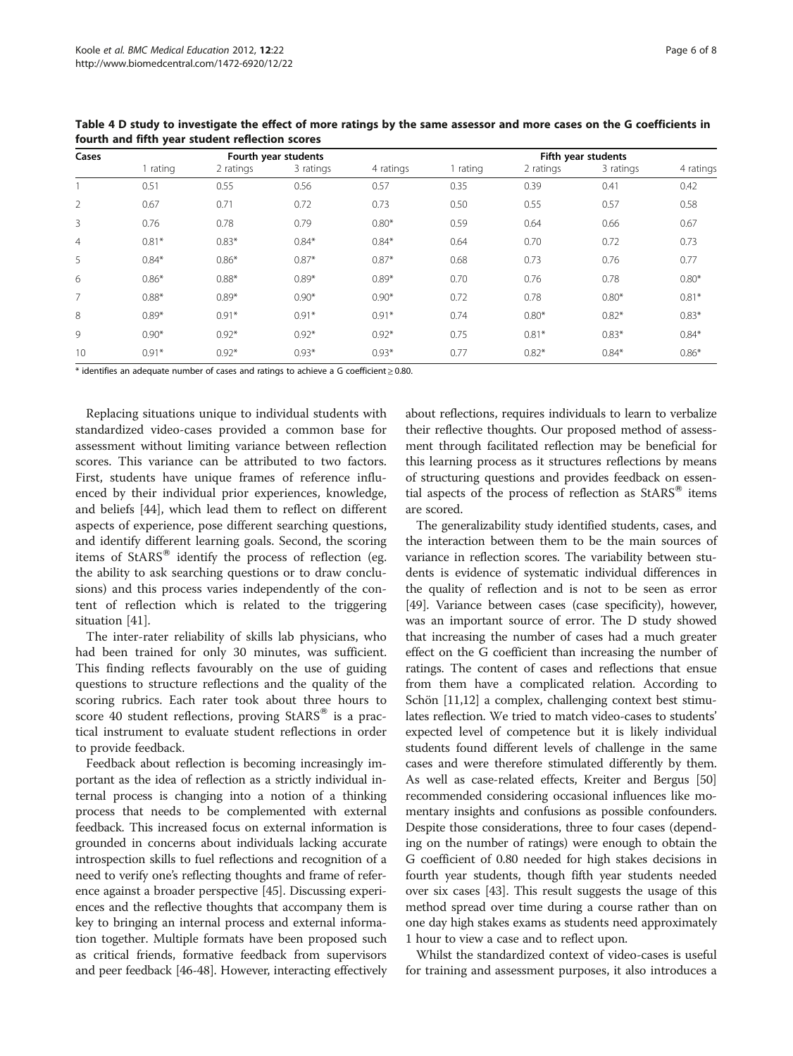**Table 4 D study to investigate the effect of more ratings by the same assessor and more cases on the G coefficients in fourth and fifth year student reflection scores**

| Cases | Fourth year students | | | | Fifth year students | | | |
|---|---|---|---|---|---|---|---|---|
| | 1 rating | 2 ratings | 3 ratings | 4 ratings | 1 rating | 2 ratings | 3 ratings | 4 ratings |
| 1 | 0.51 | 0.55 | 0.56 | 0.57 | 0.35 | 0.39 | 0.41 | 0.42 |
| 2 | 0.67 | 0.71 | 0.72 | 0.73 | 0.50 | 0.55 | 0.57 | 0.58 |
| 3 | 0.76 | 0.78 | 0.79 | 0.80* | 0.59 | 0.64 | 0.66 | 0.67 |
| 4 | 0.81* | 0.83* | 0.84* | 0.84* | 0.64 | 0.70 | 0.72 | 0.73 |
| 5 | 0.84* | 0.86* | 0.87* | 0.87* | 0.68 | 0.73 | 0.76 | 0.77 |
| 6 | 0.86* | 0.88* | 0.89* | 0.89* | 0.70 | 0.76 | 0.78 | 0.80* |
| 7 | 0.88* | 0.89* | 0.90* | 0.90* | 0.72 | 0.78 | 0.80* | 0.81* |
| 8 | 0.89* | 0.91* | 0.91* | 0.91* | 0.74 | 0.80* | 0.82* | 0.83* |
| 9 | 0.90* | 0.92* | 0.92* | 0.92* | 0.75 | 0.81* | 0.83* | 0.84* |
| 10 | 0.91* | 0.92* | 0.93* | 0.93* | 0.77 | 0.82* | 0.84* | 0.86* |

* identifies an adequate number of cases and ratings to achieve a G coefficient ≥ 0.80.

Replacing situations unique to individual students with standardized video-cases provided a common base for assessment without limiting variance between reflection scores. This variance can be attributed to two factors. First, students have unique frames of reference influenced by their individual prior experiences, knowledge, and beliefs [44], which lead them to reflect on different aspects of experience, pose different searching questions, and identify different learning goals. Second, the scoring items of StARS® identify the process of reflection (eg. the ability to ask searching questions or to draw conclusions) and this process varies independently of the content of reflection which is related to the triggering situation [41].

The inter-rater reliability of skills lab physicians, who had been trained for only 30 minutes, was sufficient. This finding reflects favourably on the use of guiding questions to structure reflections and the quality of the scoring rubrics. Each rater took about three hours to score 40 student reflections, proving StARS® is a practical instrument to evaluate student reflections in order to provide feedback.

Feedback about reflection is becoming increasingly important as the idea of reflection as a strictly individual internal process is changing into a notion of a thinking process that needs to be complemented with external feedback. This increased focus on external information is grounded in concerns about individuals lacking accurate introspection skills to fuel reflections and recognition of a need to verify one's reflecting thoughts and frame of reference against a broader perspective [45]. Discussing experiences and the reflective thoughts that accompany them is key to bringing an internal process and external information together. Multiple formats have been proposed such as critical friends, formative feedback from supervisors and peer feedback [46-48]. However, interacting effectively about reflections, requires individuals to learn to verbalize their reflective thoughts. Our proposed method of assessment through facilitated reflection may be beneficial for this learning process as it structures reflections by means of structuring questions and provides feedback on essential aspects of the process of reflection as StARS® items are scored.

The generalizability study identified students, cases, and the interaction between them to be the main sources of variance in reflection scores. The variability between students is evidence of systematic individual differences in the quality of reflection and is not to be seen as error [49]. Variance between cases (case specificity), however, was an important source of error. The D study showed that increasing the number of cases had a much greater effect on the G coefficient than increasing the number of ratings. The content of cases and reflections that ensue from them have a complicated relation. According to Schön [11,12] a complex, challenging context best stimulates reflection. We tried to match video-cases to students' expected level of competence but it is likely individual students found different levels of challenge in the same cases and were therefore stimulated differently by them. As well as case-related effects, Kreiter and Bergus [50] recommended considering occasional influences like momentary insights and confusions as possible confounders. Despite those considerations, three to four cases (depending on the number of ratings) were enough to obtain the G coefficient of 0.80 needed for high stakes decisions in fourth year students, though fifth year students needed over six cases [43]. This result suggests the usage of this method spread over time during a course rather than on one day high stakes exams as students need approximately 1 hour to view a case and to reflect upon.

Whilst the standardized context of video-cases is useful for training and assessment purposes, it also introduces a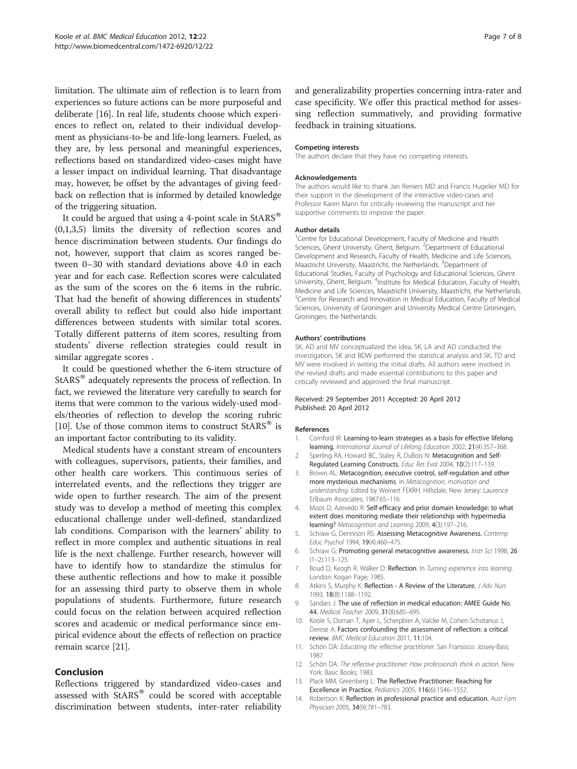limitation. The ultimate aim of reflection is to learn from experiences so future actions can be more purposeful and deliberate [16]. In real life, students choose which experiences to reflect on, related to their individual development as physicians-to-be and life-long learners. Fueled, as they are, by less personal and meaningful experiences, reflections based on standardized video-cases might have a lesser impact on individual learning. That disadvantage may, however, be offset by the advantages of giving feedback on reflection that is informed by detailed knowledge of the triggering situation.

It could be argued that using a 4-point scale in StARS® (0,1,3,5) limits the diversity of reflection scores and hence discrimination between students. Our findings do not, however, support that claim as scores ranged between 0–30 with standard deviations above 4.0 in each year and for each case. Reflection scores were calculated as the sum of the scores on the 6 items in the rubric. That had the benefit of showing differences in students' overall ability to reflect but could also hide important differences between students with similar total scores. Totally different patterns of item scores, resulting from students' diverse reflection strategies could result in similar aggregate scores .

It could be questioned whether the 6-item structure of StARS® adequately represents the process of reflection. In fact, we reviewed the literature very carefully to search for items that were common to the various widely-used models/theories of reflection to develop the scoring rubric [10]. Use of those common items to construct StARS® is an important factor contributing to its validity.

Medical students have a constant stream of encounters with colleagues, supervisors, patients, their families, and other health care workers. This continuous series of interrelated events, and the reflections they trigger are wide open to further research. The aim of the present study was to develop a method of meeting this complex educational challenge under well-defined, standardized lab conditions. Comparison with the learners' ability to reflect in more complex and authentic situations in real life is the next challenge. Further research, however will have to identify how to standardize the stimulus for these authentic reflections and how to make it possible for an assessing third party to observe them in whole populations of students. Furthermore, future research could focus on the relation between acquired reflection scores and academic or medical performance since empirical evidence about the effects of reflection on practice remain scarce [21].

## Conclusion

Reflections triggered by standardized video-cases and assessed with StARS® could be scored with acceptable discrimination between students, inter-rater reliability and generalizability properties concerning intra-rater and case specificity. We offer this practical method for assessing reflection summatively, and providing formative feedback in training situations.

#### Competing interests

The authors declare that they have no competing interests.

#### Acknowledgements

The authors would like to thank Jan Reniers MD and Francis Hugelier MD for their support in the development of the interactive video-cases and Professor Karen Mann for critically reviewing the manuscript and her supportive comments to improve the paper.

#### Author details

[1]Centre for Educational Development, Faculty of Medicine and Health Sciences, Ghent University, Ghent, Belgium. [2]Department of Educational Development and Research, Faculty of Health, Medicine and Life Sciences, Maastricht University, Maastricht, the Netherlands. [3]Department of Educational Studies, Faculty of Psychology and Educational Sciences, Ghent University, Ghent, Belgium. [4]Institute for Medical Education, Faculty of Health, Medicine and Life Sciences, Maastricht University, Maastricht, the Netherlands. [5]Centre for Research and Innovation in Medical Education, Faculty of Medical Sciences, University of Groningen and University Medical Centre Groningen, Groningen, the Netherlands.

#### Authors' contributions

SK, AD and MV conceptualized the idea, SK, LA and AD conducted the investigation, SK and BDW performed the statistical analysis and SK, TD and MV were involved in writing the initial drafts. All authors were involved in the revised drafts and made essential contributions to this paper and critically reviewed and approved the final manuscript.

Received: 29 September 2011 Accepted: 20 April 2012
Published: 20 April 2012

#### References

1. Cornford IR: **Learning-to-learn strategies as a basis for effective lifelong learning.** *International Journal of Lifelong Education* 2002, **21**(4):357–368.
2. Sperling RA, Howard BC, Staley R, DuBois N: **Metacognition and Self-Regulated Learning Constructs.** *Educ Res Eval* 2004, **10**(2):117–139.
3. Brown AL: **Metacognition, executive control, self-regulation and other more mysterious mechanisms**. In *Metacognition, motivation and understanding*. Edited by Weinert FEKRH. Hillsdale, New Jersey: Laurence Erlbaum Associates; 1987:65–116.
4. Moos D, Azevedo R: **Self-efficacy and prior domain knowledge: to what extent does monitoring mediate their relationship with hypermedia learning?** *Metacognition and Learning* 2009, **4**(3):197–216.
5. Schraw G, Dennison RS: **Assessing Metacognitive Awareness.** *Contemp Educ Psychol* 1994, **19**(4):460–475.
6. Schraw G: **Promoting general metacognitive awareness.** *Instr Sci* 1998, **26** (1–2):113–125.
7. Boud D, Keogh R, Walker D: **Reflection**. In *Turning experience into learning*. London: Kogan Page; 1985.
8. Atkins S, Murphy K: **Reflection - A Review of the Literature.** *J Adv Nurs* 1993, **18**(8):1188–1192.
9. Sandars J: **The use of reflection in medical education: AMEE Guide No. 44.** *Medical Teacher* 2009, **31**(8):685–695.
10. Koole S, Dornan T, Aper L, Scherpbier A, Valcke M, Cohen-Schotanus J, Derese A: **Factors confounding the assessment of reflection: a critical review.** *BMC Medical Education* 2011, **11**:104.
11. Schön DA: *Educating the reflective practitioner*. San Fransisco: Jossey-Bass; 1987.
12. Schön DA: *The reflective practitioner: How professionals think in action*. New York: Basic Books; 1983.
13. Plack MM, Greenberg L: **The Reflective Practitioner: Reaching for Excellence in Practice.** *Pediatrics* 2005, **116**(6):1546–1552.
14. Robertson K: **Reflection in professional practice and education.** *Aust Fam Physician* 2005, **34**(9):781–783.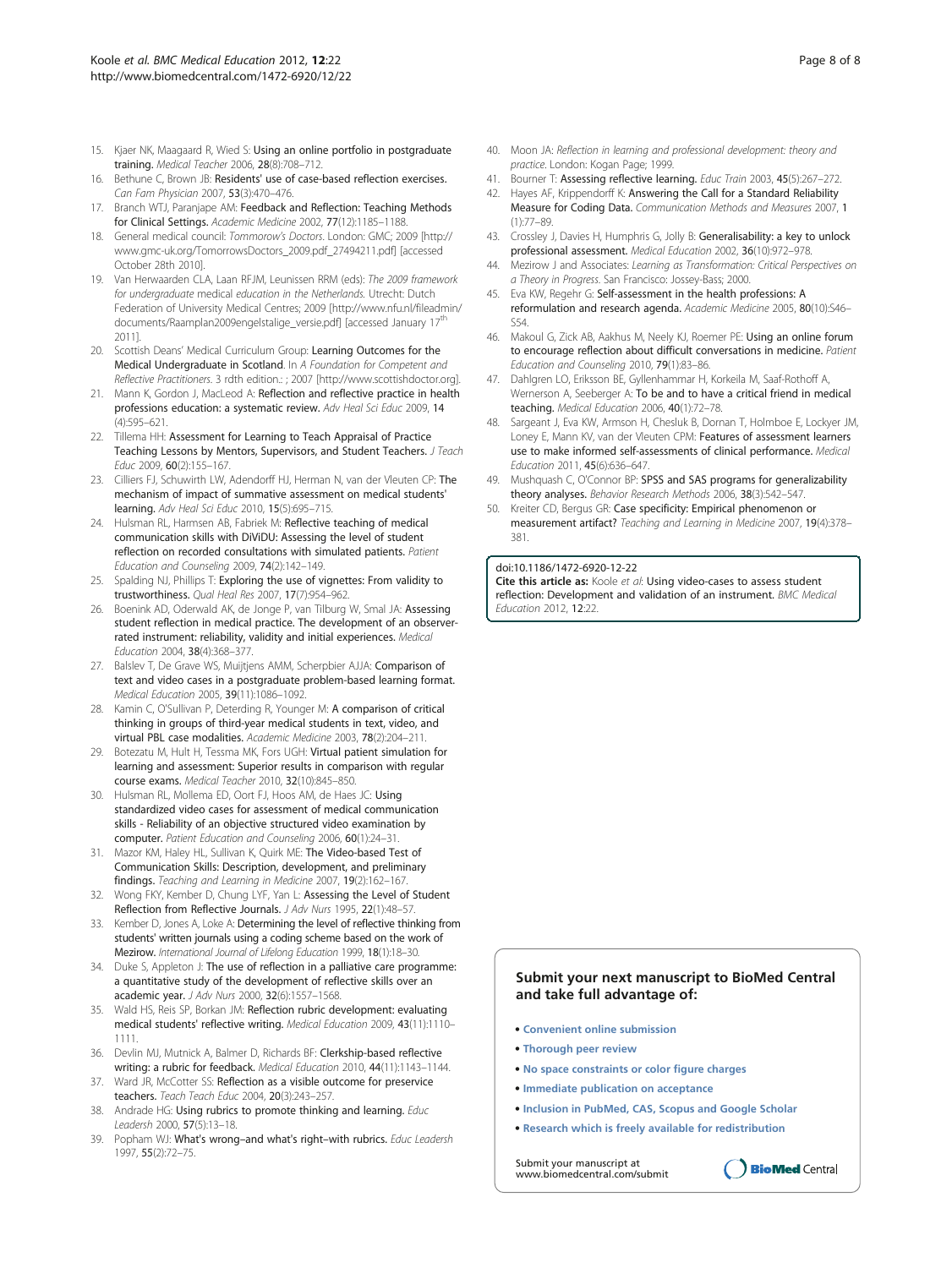15. Kjaer NK, Maagaard R, Wied S: **Using an online portfolio in postgraduate training.** *Medical Teacher* 2006, **28**(8):708–712.
16. Bethune C, Brown JB: **Residents' use of case-based reflection exercises.** *Can Fam Physician* 2007, **53**(3):470–476.
17. Branch WTJ, Paranjape AM: **Feedback and Reflection: Teaching Methods for Clinical Settings.** *Academic Medicine* 2002, **77**(12):1185–1188.
18. General medical council: *Tommorow's Doctors*. London: GMC; 2009 [http://www.gmc-uk.org/TomorrowsDoctors_2009.pdf_27494211.pdf] [accessed October 28th 2010].
19. Van Herwaarden CLA, Laan RFJM, Leunissen RRM (eds): *The 2009 framework for undergraduate medical education in the Netherlands.* Utrecht: Dutch Federation of University Medical Centres; 2009 [http://www.nfu.nl/fileadmin/documents/Raamplan2009engelstalige_versie.pdf] [accessed January 17th 2011].
20. Scottish Deans' Medical Curriculum Group: **Learning Outcomes for the Medical Undergraduate in Scotland.** In *A Foundation for Competent and Reflective Practitioners*. 3 rdth edition.: ; 2007 [http://www.scottishdoctor.org].
21. Mann K, Gordon J, MacLeod A: **Reflection and reflective practice in health professions education: a systematic review.** *Adv Heal Sci Educ* 2009, **14** (4):595–621.
22. Tillema HH: **Assessment for Learning to Teach Appraisal of Practice Teaching Lessons by Mentors, Supervisors, and Student Teachers.** *J Teach Educ* 2009, **60**(2):155–167.
23. Cilliers FJ, Schuwirth LW, Adendorff HJ, Herman N, van der Vleuten CP: **The mechanism of impact of summative assessment on medical students' learning.** *Adv Heal Sci Educ* 2010, **15**(5):695–715.
24. Hulsman RL, Harmsen AB, Fabriek M: **Reflective teaching of medical communication skills with DiViDU: Assessing the level of student reflection on recorded consultations with simulated patients.** *Patient Education and Counseling* 2009, **74**(2):142–149.
25. Spalding NJ, Phillips T: **Exploring the use of vignettes: From validity to trustworthiness.** *Qual Heal Res* 2007, **17**(7):954–962.
26. Boenink AD, Oderwald AK, de Jonge P, van Tilburg W, Smal JA: **Assessing student reflection in medical practice. The development of an observer-rated instrument: reliability, validity and initial experiences.** *Medical Education* 2004, **38**(4):368–377.
27. Balslev T, De Grave WS, Muijtjens AMM, Scherpbier AJJA: **Comparison of text and video cases in a postgraduate problem-based learning format.** *Medical Education* 2005, **39**(11):1086–1092.
28. Kamin C, O'Sullivan P, Deterding R, Younger M: **A comparison of critical thinking in groups of third-year medical students in text, video, and virtual PBL case modalities.** *Academic Medicine* 2003, **78**(2):204–211.
29. Botezatu M, Hult H, Tessma MK, Fors UGH: **Virtual patient simulation for learning and assessment: Superior results in comparison with regular course exams.** *Medical Teacher* 2010, **32**(10):845–850.
30. Hulsman RL, Mollema ED, Oort FJ, Hoos AM, de Haes JC: **Using standardized video cases for assessment of medical communication skills - Reliability of an objective structured video examination by computer.** *Patient Education and Counseling* 2006, **60**(1):24–31.
31. Mazor KM, Haley HL, Sullivan K, Quirk ME: **The Video-based Test of Communication Skills: Description, development, and preliminary findings.** *Teaching and Learning in Medicine* 2007, **19**(2):162–167.
32. Wong FKY, Kember D, Chung LYF, Yan L: **Assessing the Level of Student Reflection from Reflective Journals.** *J Adv Nurs* 1995, **22**(1):48–57.
33. Kember D, Jones A, Loke A: **Determining the level of reflective thinking from students' written journals using a coding scheme based on the work of Mezirow.** *International Journal of Lifelong Education* 1999, **18**(1):18–30.
34. Duke S, Appleton J: **The use of reflection in a palliative care programme: a quantitative study of the development of reflective skills over an academic year.** *J Adv Nurs* 2000, **32**(6):1557–1568.
35. Wald HS, Reis SP, Borkan JM: **Reflection rubric development: evaluating medical students' reflective writing.** *Medical Education* 2009, **43**(11):1110–1111.
36. Devlin MJ, Mutnick A, Balmer D, Richards BF: **Clerkship-based reflective writing: a rubric for feedback.** *Medical Education* 2010, **44**(11):1143–1144.
37. Ward JR, McCotter SS: **Reflection as a visible outcome for preservice teachers.** *Teach Teach Educ* 2004, **20**(3):243–257.
38. Andrade HG: **Using rubrics to promote thinking and learning.** *Educ Leadersh* 2000, **57**(5):13–18.
39. Popham WJ: **What's wrong–and what's right–with rubrics.** *Educ Leadersh* 1997, **55**(2):72–75.
40. Moon JA: *Reflection in learning and professional development: theory and practice*. London: Kogan Page; 1999.
41. Bourner T: **Assessing reflective learning.** *Educ Train* 2003, **45**(5):267–272.
42. Hayes AF, Krippendorff K: **Answering the Call for a Standard Reliability Measure for Coding Data.** *Communication Methods and Measures* 2007, **1** (1):77–89.
43. Crossley J, Davies H, Humphris G, Jolly B: **Generalisability: a key to unlock professional assessment.** *Medical Education* 2002, **36**(10):972–978.
44. Mezirow J and Associates: *Learning as Transformation: Critical Perspectives on a Theory in Progress*. San Francisco: Jossey-Bass; 2000.
45. Eva KW, Regehr G: **Self-assessment in the health professions: A reformulation and research agenda.** *Academic Medicine* 2005, **80**(10):S46–S54.
46. Makoul G, Zick AB, Aakhus M, Neely KJ, Roemer PE: **Using an online forum to encourage reflection about difficult conversations in medicine.** *Patient Education and Counseling* 2010, **79**(1):83–86.
47. Dahlgren LO, Eriksson BE, Gyllenhammar H, Korkeila M, Saaf-Rothoff A, Wernerson A, Seeberger A: **To be and to have a critical friend in medical teaching.** *Medical Education* 2006, **40**(1):72–78.
48. Sargeant J, Eva KW, Armson H, Chesluk B, Dornan T, Holmboe E, Lockyer JM, Loney E, Mann KV, van der Vleuten CPM: **Features of assessment learners use to make informed self-assessments of clinical performance.** *Medical Education* 2011, **45**(6):636–647.
49. Mushquash C, O'Connor BP: **SPSS and SAS programs for generalizability theory analyses.** *Behavior Research Methods* 2006, **38**(3):542–547.
50. Kreiter CD, Bergus GR: **Case specificity: Empirical phenomenon or measurement artifact?** *Teaching and Learning in Medicine* 2007, **19**(4):378–381.

doi:10.1186/1472-6920-12-22

**Cite this article as:** Koole *et al*: Using video-cases to assess student reflection: Development and validation of an instrument. *BMC Medical Education* 2012, **12**:22.

**Submit your next manuscript to BioMed Central and take full advantage of:**

- **Convenient online submission**
- **Thorough peer review**
- **No space constraints or color figure charges**
- **Immediate publication on acceptance**
- **Inclusion in PubMed, CAS, Scopus and Google Scholar**
- **Research which is freely available for redistribution**

Submit your manuscript at www.biomedcentral.com/submit

BioMed Central